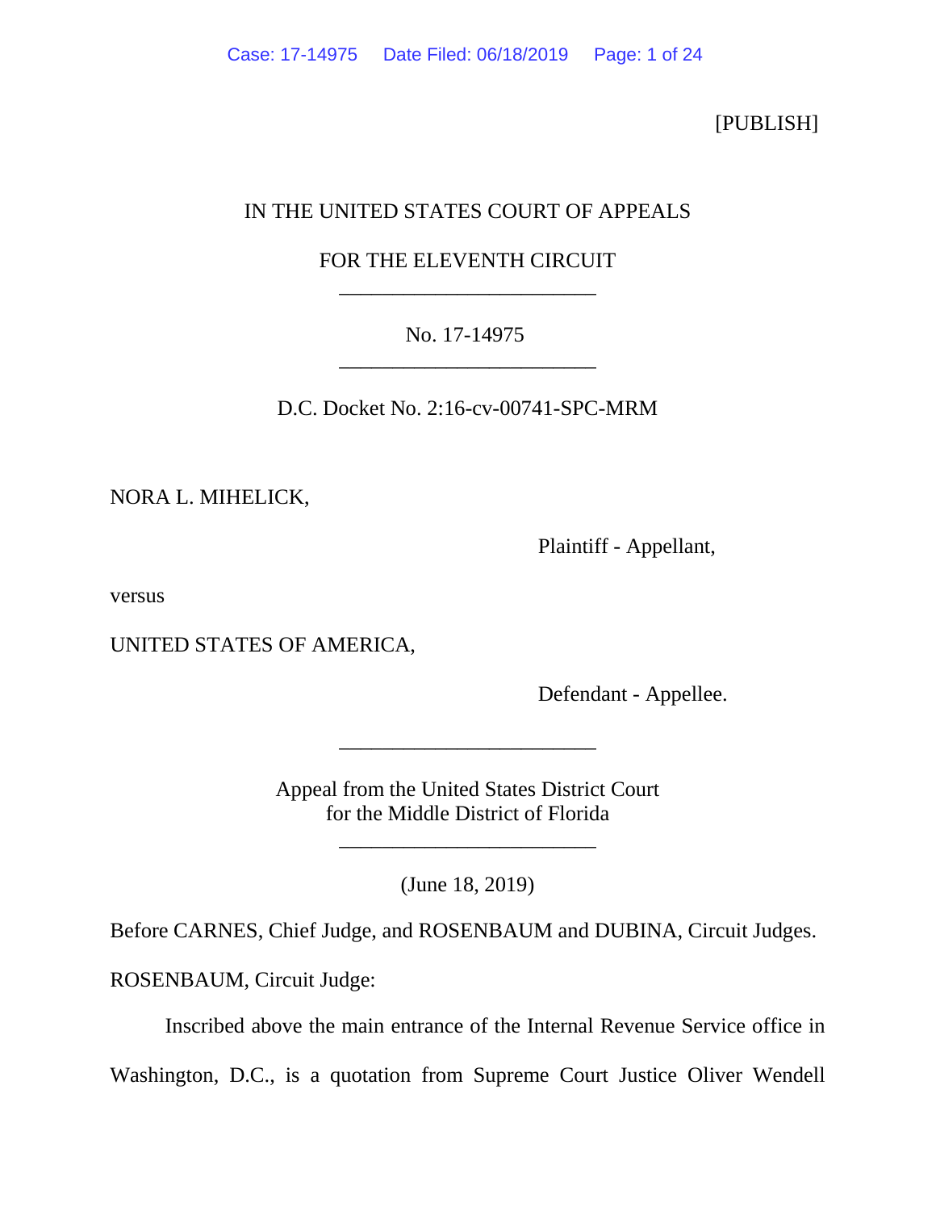[PUBLISH]

IN THE UNITED STATES COURT OF APPEALS

FOR THE ELEVENTH CIRCUIT

________________________

No. 17-14975

________________________

D.C. Docket No. 2:16-cv-00741-SPC-MRM

NORA L. MIHELICK,

Plaintiff - Appellant,

versus

UNITED STATES OF AMERICA,

Defendant - Appellee.

________________________

Appeal from the United States District Court
for the Middle District of Florida

________________________

(June 18, 2019)

Before CARNES, Chief Judge, and ROSENBAUM and DUBINA, Circuit Judges.

ROSENBAUM, Circuit Judge:

Inscribed above the main entrance of the Internal Revenue Service office in Washington, D.C., is a quotation from Supreme Court Justice Oliver Wendell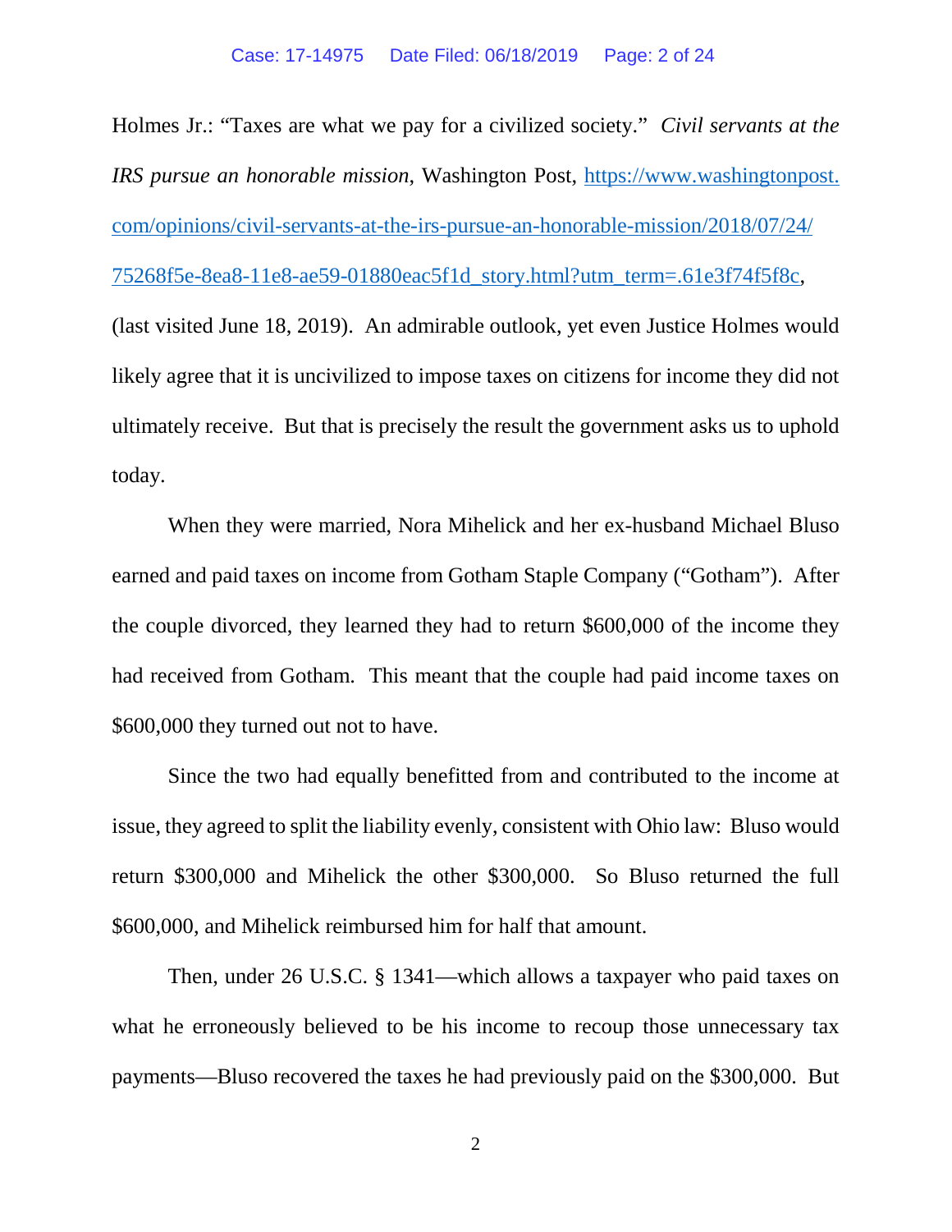Holmes Jr.: "Taxes are what we pay for a civilized society." *Civil servants at the IRS pursue an honorable mission*, Washington Post, https://www.washingtonpost.com/opinions/civil-servants-at-the-irs-pursue-an-honorable-mission/2018/07/24/75268f5e-8ea8-11e8-ae59-01880eac5f1d_story.html?utm_term=.61e3f74f5f8c, (last visited June 18, 2019). An admirable outlook, yet even Justice Holmes would likely agree that it is uncivilized to impose taxes on citizens for income they did not ultimately receive. But that is precisely the result the government asks us to uphold today.

When they were married, Nora Mihelick and her ex-husband Michael Bluso earned and paid taxes on income from Gotham Staple Company ("Gotham"). After the couple divorced, they learned they had to return $600,000 of the income they had received from Gotham. This meant that the couple had paid income taxes on $600,000 they turned out not to have.

Since the two had equally benefitted from and contributed to the income at issue, they agreed to split the liability evenly, consistent with Ohio law: Bluso would return $300,000 and Mihelick the other $300,000. So Bluso returned the full $600,000, and Mihelick reimbursed him for half that amount.

Then, under 26 U.S.C. § 1341—which allows a taxpayer who paid taxes on what he erroneously believed to be his income to recoup those unnecessary tax payments—Bluso recovered the taxes he had previously paid on the $300,000. But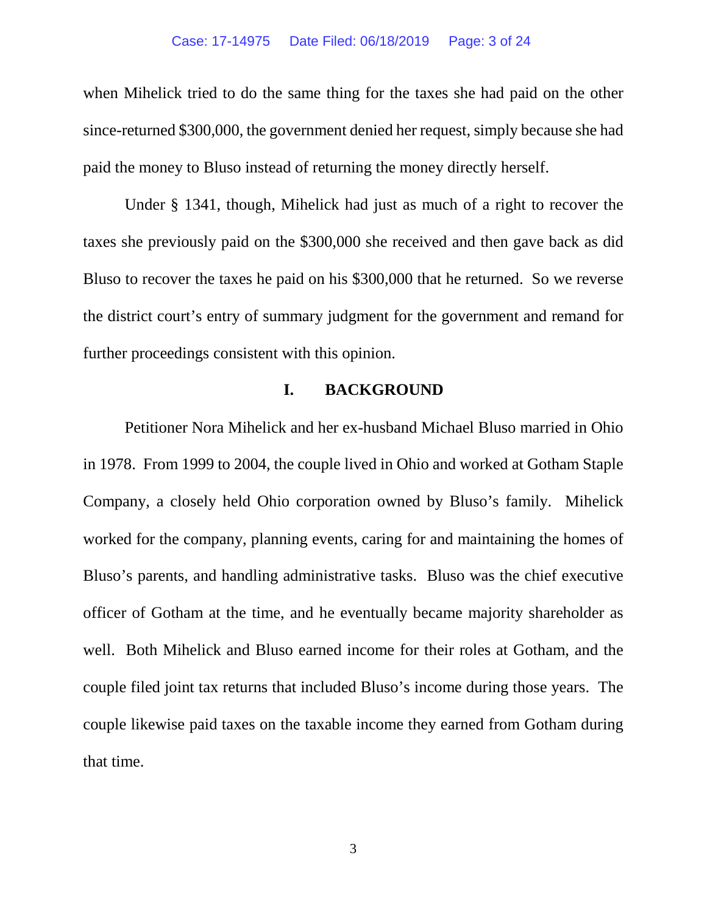when Mihelick tried to do the same thing for the taxes she had paid on the other since-returned $300,000, the government denied her request, simply because she had paid the money to Bluso instead of returning the money directly herself.

Under § 1341, though, Mihelick had just as much of a right to recover the taxes she previously paid on the $300,000 she received and then gave back as did Bluso to recover the taxes he paid on his $300,000 that he returned. So we reverse the district court's entry of summary judgment for the government and remand for further proceedings consistent with this opinion.

## I. BACKGROUND

Petitioner Nora Mihelick and her ex-husband Michael Bluso married in Ohio in 1978. From 1999 to 2004, the couple lived in Ohio and worked at Gotham Staple Company, a closely held Ohio corporation owned by Bluso's family. Mihelick worked for the company, planning events, caring for and maintaining the homes of Bluso's parents, and handling administrative tasks. Bluso was the chief executive officer of Gotham at the time, and he eventually became majority shareholder as well. Both Mihelick and Bluso earned income for their roles at Gotham, and the couple filed joint tax returns that included Bluso's income during those years. The couple likewise paid taxes on the taxable income they earned from Gotham during that time.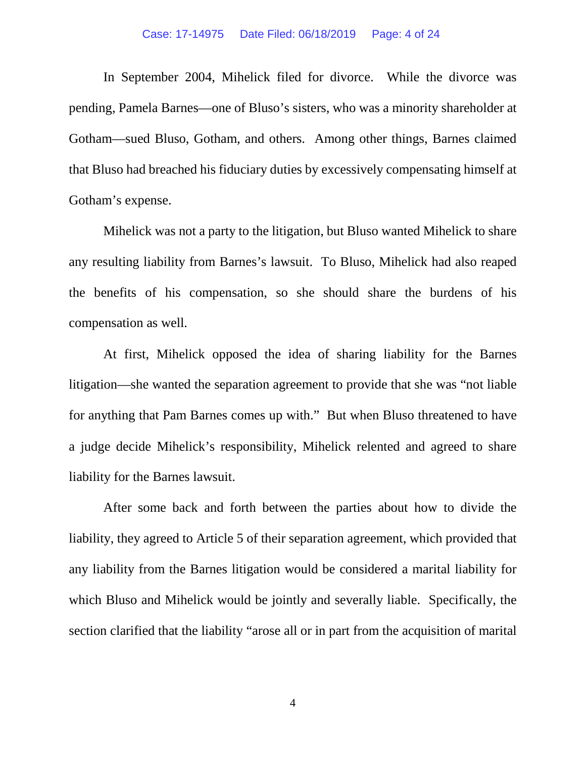In September 2004, Mihelick filed for divorce. While the divorce was pending, Pamela Barnes—one of Bluso's sisters, who was a minority shareholder at Gotham—sued Bluso, Gotham, and others. Among other things, Barnes claimed that Bluso had breached his fiduciary duties by excessively compensating himself at Gotham's expense.

Mihelick was not a party to the litigation, but Bluso wanted Mihelick to share any resulting liability from Barnes's lawsuit. To Bluso, Mihelick had also reaped the benefits of his compensation, so she should share the burdens of his compensation as well.

At first, Mihelick opposed the idea of sharing liability for the Barnes litigation—she wanted the separation agreement to provide that she was "not liable for anything that Pam Barnes comes up with." But when Bluso threatened to have a judge decide Mihelick's responsibility, Mihelick relented and agreed to share liability for the Barnes lawsuit.

After some back and forth between the parties about how to divide the liability, they agreed to Article 5 of their separation agreement, which provided that any liability from the Barnes litigation would be considered a marital liability for which Bluso and Mihelick would be jointly and severally liable. Specifically, the section clarified that the liability "arose all or in part from the acquisition of marital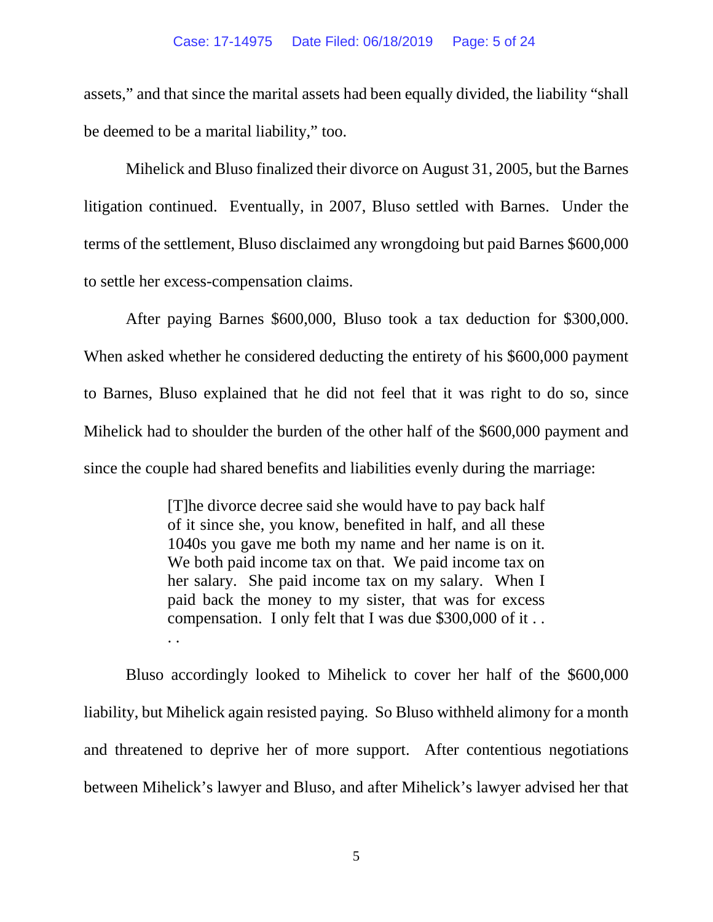assets," and that since the marital assets had been equally divided, the liability "shall be deemed to be a marital liability," too.

Mihelick and Bluso finalized their divorce on August 31, 2005, but the Barnes litigation continued. Eventually, in 2007, Bluso settled with Barnes. Under the terms of the settlement, Bluso disclaimed any wrongdoing but paid Barnes $600,000 to settle her excess-compensation claims.

After paying Barnes $600,000, Bluso took a tax deduction for $300,000. When asked whether he considered deducting the entirety of his $600,000 payment to Barnes, Bluso explained that he did not feel that it was right to do so, since Mihelick had to shoulder the burden of the other half of the $600,000 payment and since the couple had shared benefits and liabilities evenly during the marriage:

> [T]he divorce decree said she would have to pay back half of it since she, you know, benefited in half, and all these 1040s you gave me both my name and her name is on it. We both paid income tax on that. We paid income tax on her salary. She paid income tax on my salary. When I paid back the money to my sister, that was for excess compensation. I only felt that I was due $300,000 of it . . . .

Bluso accordingly looked to Mihelick to cover her half of the $600,000 liability, but Mihelick again resisted paying. So Bluso withheld alimony for a month and threatened to deprive her of more support. After contentious negotiations between Mihelick's lawyer and Bluso, and after Mihelick's lawyer advised her that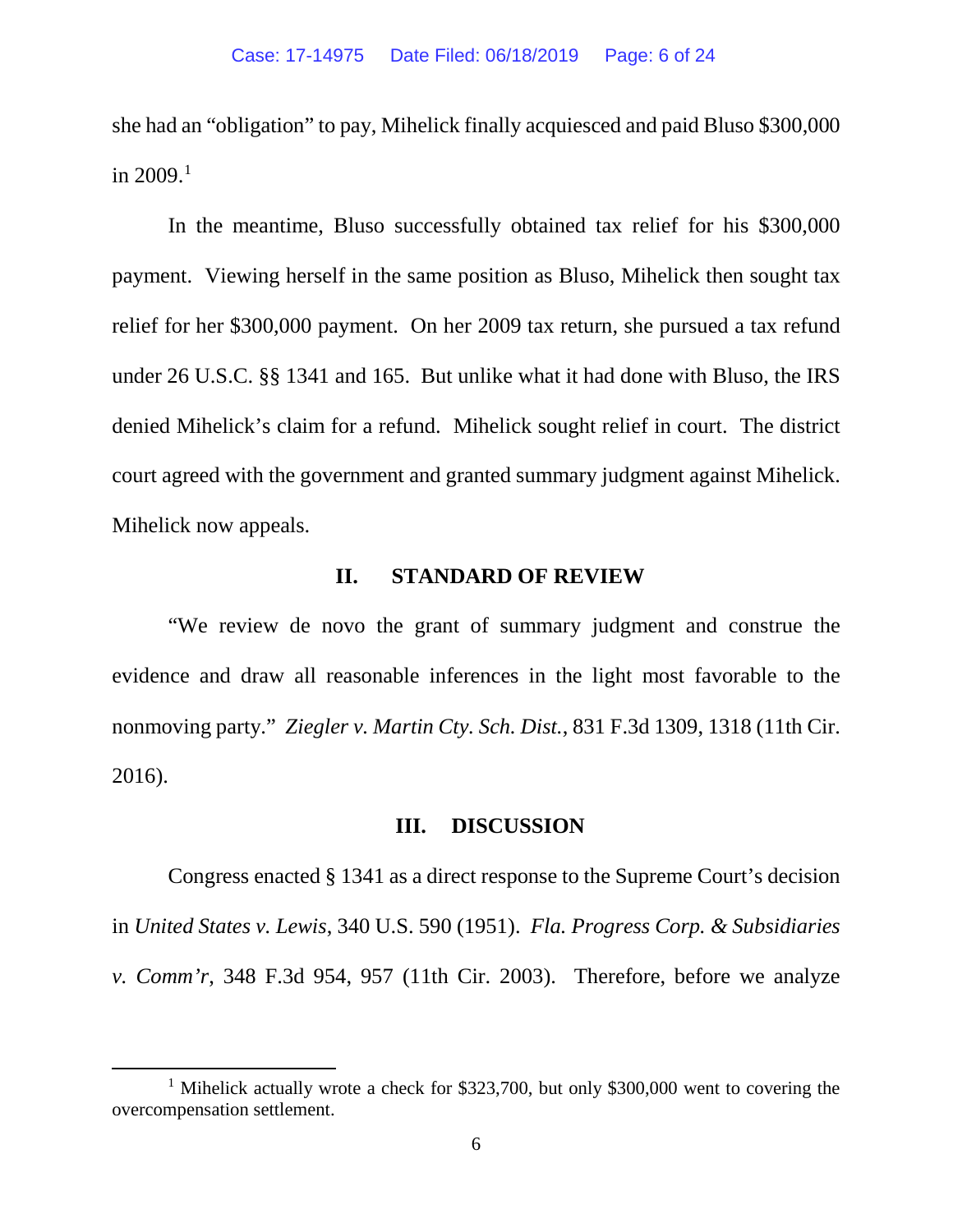she had an "obligation" to pay, Mihelick finally acquiesced and paid Bluso $300,000 in 2009.[1]

In the meantime, Bluso successfully obtained tax relief for his $300,000 payment. Viewing herself in the same position as Bluso, Mihelick then sought tax relief for her $300,000 payment. On her 2009 tax return, she pursued a tax refund under 26 U.S.C. §§ 1341 and 165. But unlike what it had done with Bluso, the IRS denied Mihelick's claim for a refund. Mihelick sought relief in court. The district court agreed with the government and granted summary judgment against Mihelick. Mihelick now appeals.

## II. STANDARD OF REVIEW

"We review de novo the grant of summary judgment and construe the evidence and draw all reasonable inferences in the light most favorable to the nonmoving party." *Ziegler v. Martin Cty. Sch. Dist.*, 831 F.3d 1309, 1318 (11th Cir. 2016).

## III. DISCUSSION

Congress enacted § 1341 as a direct response to the Supreme Court's decision in *United States v. Lewis*, 340 U.S. 590 (1951). *Fla. Progress Corp. & Subsidiaries v. Comm'r*, 348 F.3d 954, 957 (11th Cir. 2003). Therefore, before we analyze

---

[1] Mihelick actually wrote a check for $323,700, but only $300,000 went to covering the overcompensation settlement.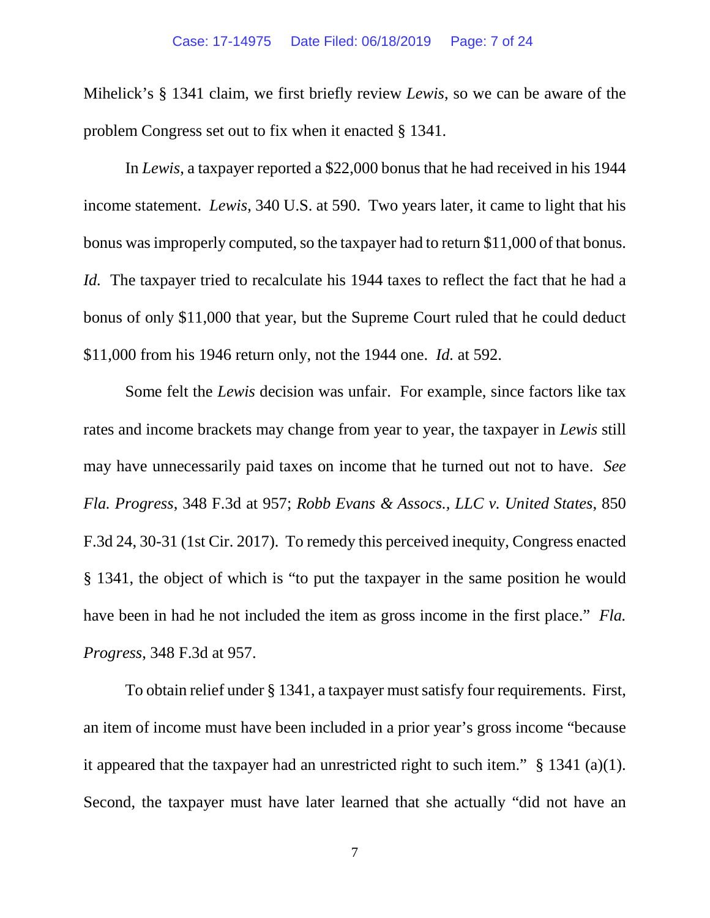Mihelick's § 1341 claim, we first briefly review *Lewis*, so we can be aware of the problem Congress set out to fix when it enacted § 1341.

In *Lewis*, a taxpayer reported a $22,000 bonus that he had received in his 1944 income statement. *Lewis*, 340 U.S. at 590. Two years later, it came to light that his bonus was improperly computed, so the taxpayer had to return $11,000 of that bonus. *Id.* The taxpayer tried to recalculate his 1944 taxes to reflect the fact that he had a bonus of only $11,000 that year, but the Supreme Court ruled that he could deduct $11,000 from his 1946 return only, not the 1944 one. *Id.* at 592.

Some felt the *Lewis* decision was unfair. For example, since factors like tax rates and income brackets may change from year to year, the taxpayer in *Lewis* still may have unnecessarily paid taxes on income that he turned out not to have. *See Fla. Progress*, 348 F.3d at 957; *Robb Evans & Assocs., LLC v. United States*, 850 F.3d 24, 30-31 (1st Cir. 2017). To remedy this perceived inequity, Congress enacted § 1341, the object of which is "to put the taxpayer in the same position he would have been in had he not included the item as gross income in the first place." *Fla. Progress*, 348 F.3d at 957.

To obtain relief under § 1341, a taxpayer must satisfy four requirements. First, an item of income must have been included in a prior year's gross income "because it appeared that the taxpayer had an unrestricted right to such item." § 1341 (a)(1). Second, the taxpayer must have later learned that she actually "did not have an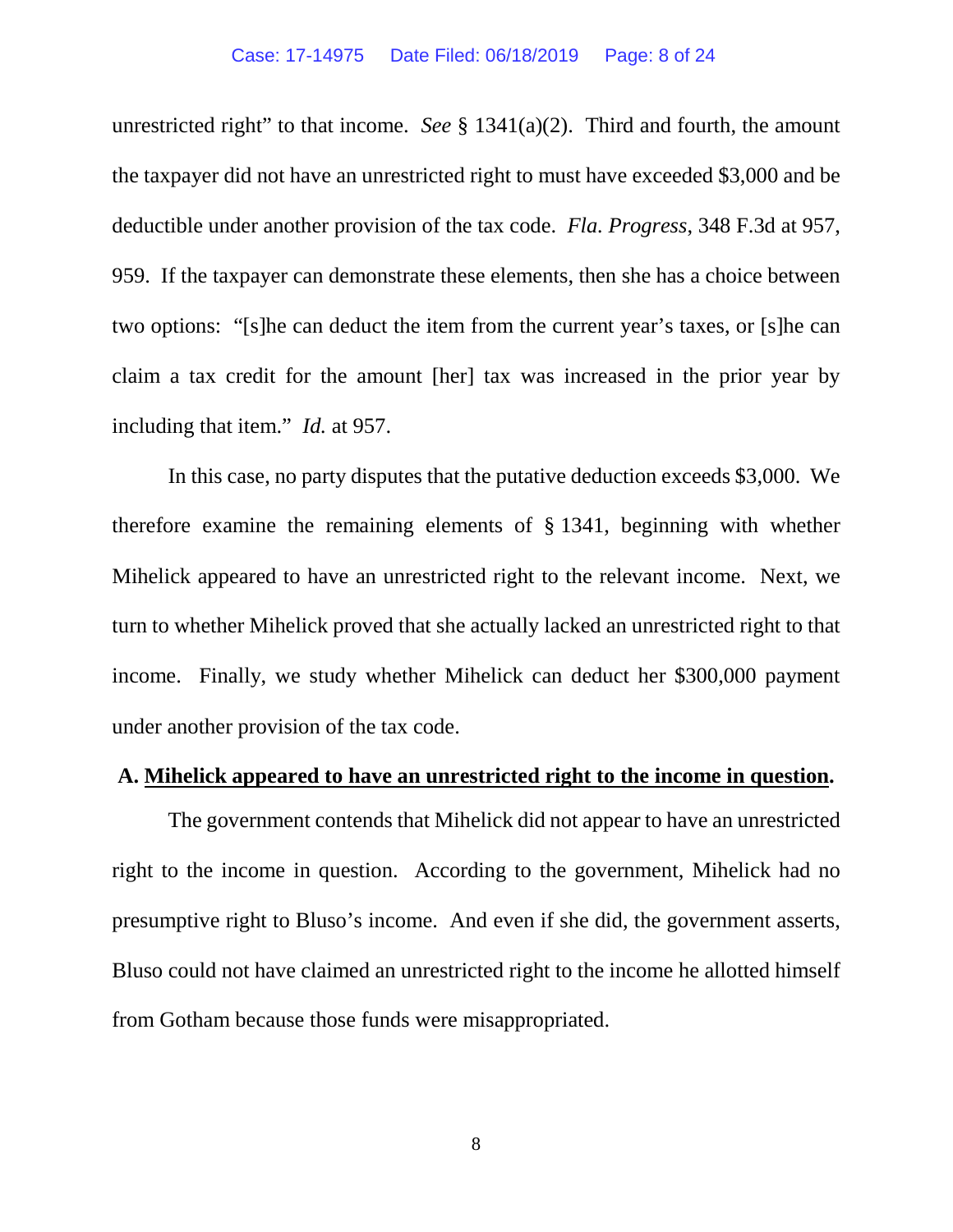unrestricted right" to that income. *See* § 1341(a)(2). Third and fourth, the amount the taxpayer did not have an unrestricted right to must have exceeded $3,000 and be deductible under another provision of the tax code. *Fla. Progress*, 348 F.3d at 957, 959. If the taxpayer can demonstrate these elements, then she has a choice between two options: "[s]he can deduct the item from the current year's taxes, or [s]he can claim a tax credit for the amount [her] tax was increased in the prior year by including that item." *Id.* at 957.

In this case, no party disputes that the putative deduction exceeds $3,000. We therefore examine the remaining elements of § 1341, beginning with whether Mihelick appeared to have an unrestricted right to the relevant income. Next, we turn to whether Mihelick proved that she actually lacked an unrestricted right to that income. Finally, we study whether Mihelick can deduct her $300,000 payment under another provision of the tax code.

### A. <u>Mihelick appeared to have an unrestricted right to the income in question</u>.

The government contends that Mihelick did not appear to have an unrestricted right to the income in question. According to the government, Mihelick had no presumptive right to Bluso's income. And even if she did, the government asserts, Bluso could not have claimed an unrestricted right to the income he allotted himself from Gotham because those funds were misappropriated.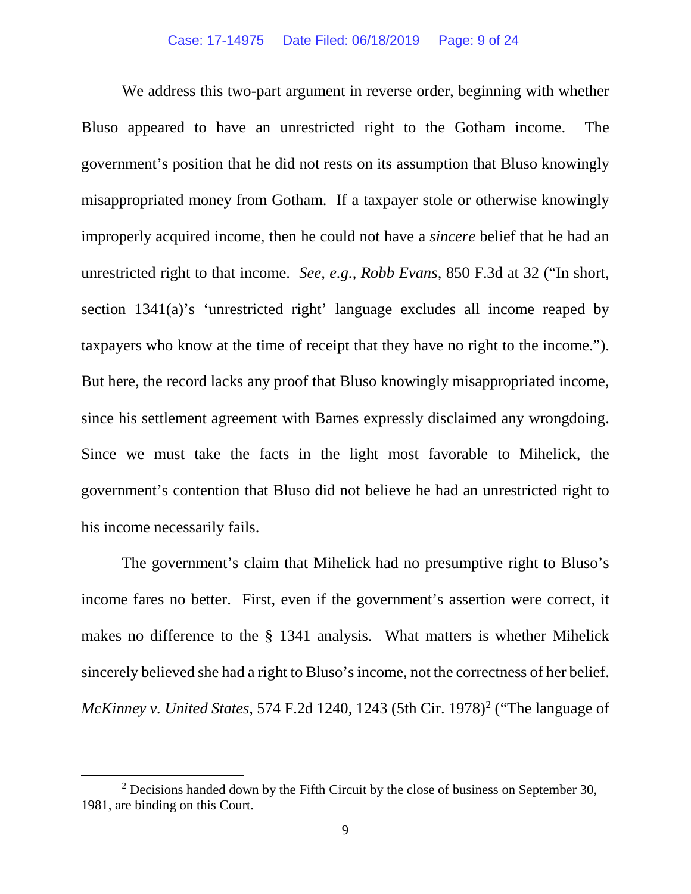We address this two-part argument in reverse order, beginning with whether Bluso appeared to have an unrestricted right to the Gotham income. The government's position that he did not rests on its assumption that Bluso knowingly misappropriated money from Gotham. If a taxpayer stole or otherwise knowingly improperly acquired income, then he could not have a *sincere* belief that he had an unrestricted right to that income. *See, e.g.*, *Robb Evans*, 850 F.3d at 32 ("In short, section 1341(a)'s 'unrestricted right' language excludes all income reaped by taxpayers who know at the time of receipt that they have no right to the income."). But here, the record lacks any proof that Bluso knowingly misappropriated income, since his settlement agreement with Barnes expressly disclaimed any wrongdoing. Since we must take the facts in the light most favorable to Mihelick, the government's contention that Bluso did not believe he had an unrestricted right to his income necessarily fails.

The government's claim that Mihelick had no presumptive right to Bluso's income fares no better. First, even if the government's assertion were correct, it makes no difference to the § 1341 analysis. What matters is whether Mihelick sincerely believed she had a right to Bluso's income, not the correctness of her belief. *McKinney v. United States*, 574 F.2d 1240, 1243 (5th Cir. 1978)[2] ("The language of

[2] Decisions handed down by the Fifth Circuit by the close of business on September 30, 1981, are binding on this Court.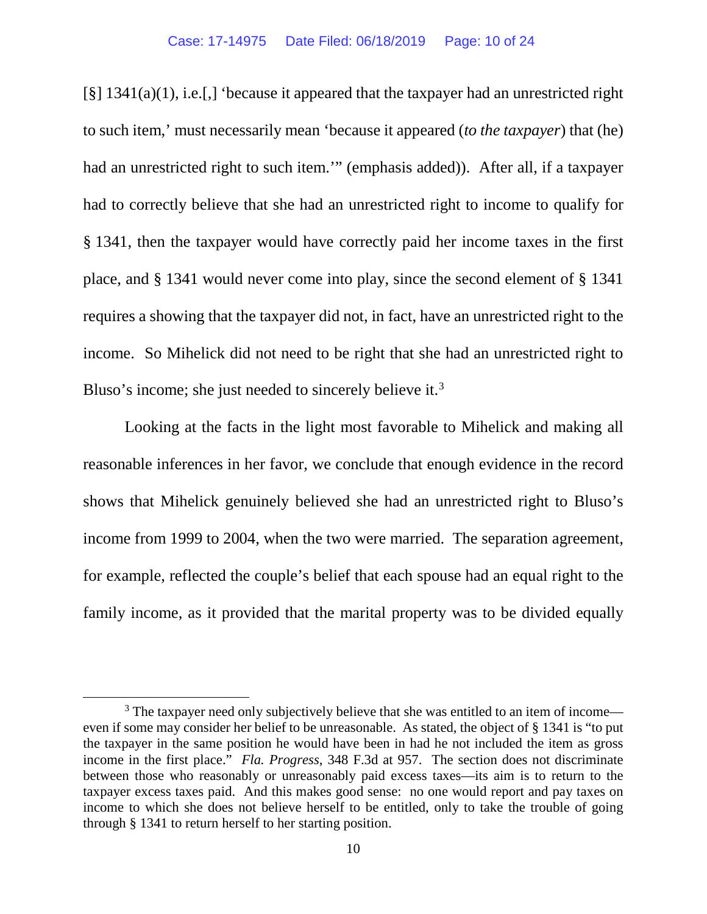[§] 1341(a)(1), i.e.[,] 'because it appeared that the taxpayer had an unrestricted right to such item,' must necessarily mean 'because it appeared (*to the taxpayer*) that (he) had an unrestricted right to such item.'" (emphasis added)). After all, if a taxpayer had to correctly believe that she had an unrestricted right to income to qualify for § 1341, then the taxpayer would have correctly paid her income taxes in the first place, and § 1341 would never come into play, since the second element of § 1341 requires a showing that the taxpayer did not, in fact, have an unrestricted right to the income. So Mihelick did not need to be right that she had an unrestricted right to Bluso's income; she just needed to sincerely believe it.[3]

Looking at the facts in the light most favorable to Mihelick and making all reasonable inferences in her favor, we conclude that enough evidence in the record shows that Mihelick genuinely believed she had an unrestricted right to Bluso's income from 1999 to 2004, when the two were married. The separation agreement, for example, reflected the couple's belief that each spouse had an equal right to the family income, as it provided that the marital property was to be divided equally

[3] The taxpayer need only subjectively believe that she was entitled to an item of income—even if some may consider her belief to be unreasonable. As stated, the object of § 1341 is "to put the taxpayer in the same position he would have been in had he not included the item as gross income in the first place." *Fla. Progress*, 348 F.3d at 957. The section does not discriminate between those who reasonably or unreasonably paid excess taxes—its aim is to return to the taxpayer excess taxes paid. And this makes good sense: no one would report and pay taxes on income to which she does not believe herself to be entitled, only to take the trouble of going through § 1341 to return herself to her starting position.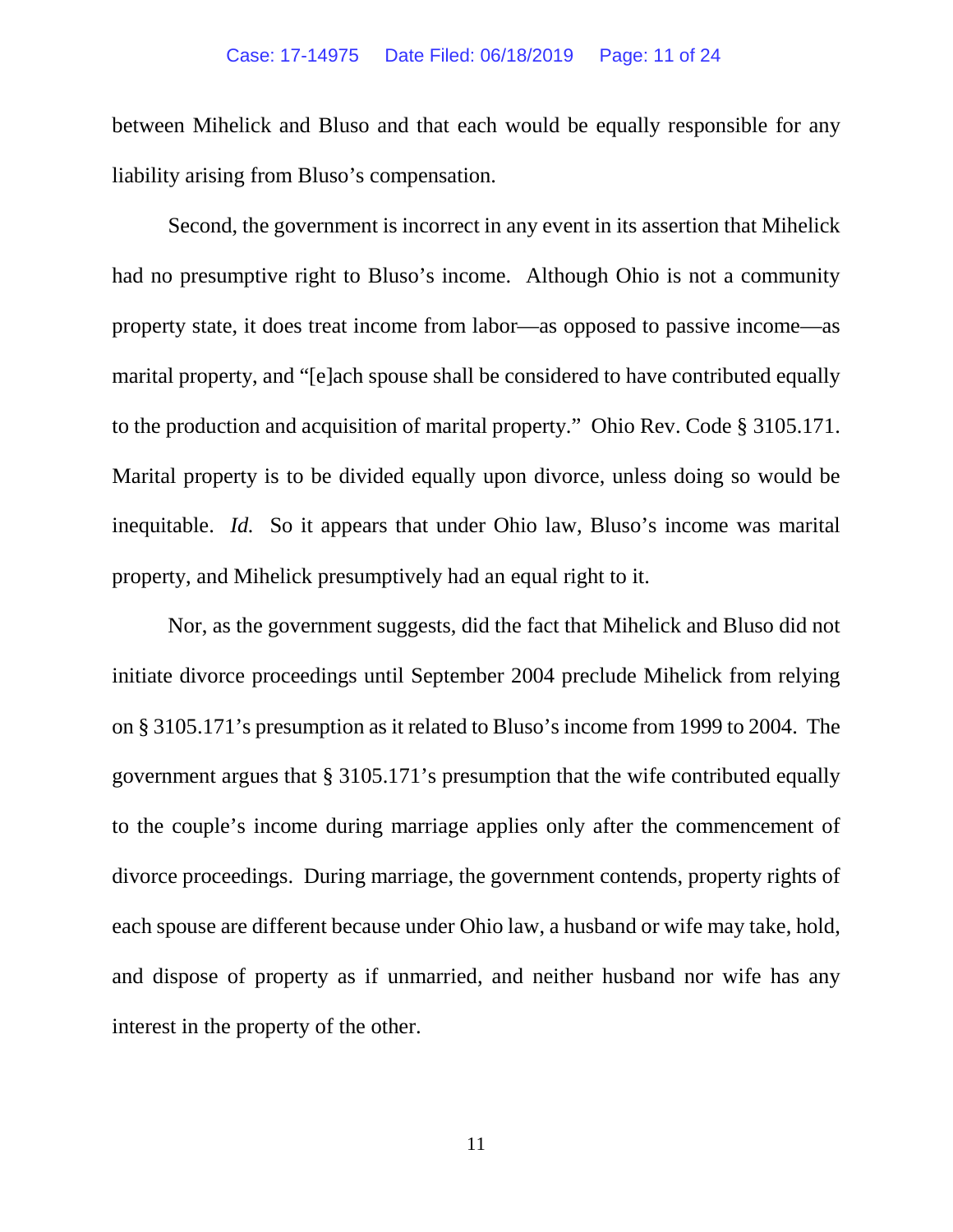between Mihelick and Bluso and that each would be equally responsible for any liability arising from Bluso's compensation.

Second, the government is incorrect in any event in its assertion that Mihelick had no presumptive right to Bluso's income. Although Ohio is not a community property state, it does treat income from labor—as opposed to passive income—as marital property, and "[e]ach spouse shall be considered to have contributed equally to the production and acquisition of marital property." Ohio Rev. Code § 3105.171. Marital property is to be divided equally upon divorce, unless doing so would be inequitable. *Id.* So it appears that under Ohio law, Bluso's income was marital property, and Mihelick presumptively had an equal right to it.

Nor, as the government suggests, did the fact that Mihelick and Bluso did not initiate divorce proceedings until September 2004 preclude Mihelick from relying on § 3105.171's presumption as it related to Bluso's income from 1999 to 2004. The government argues that § 3105.171's presumption that the wife contributed equally to the couple's income during marriage applies only after the commencement of divorce proceedings. During marriage, the government contends, property rights of each spouse are different because under Ohio law, a husband or wife may take, hold, and dispose of property as if unmarried, and neither husband nor wife has any interest in the property of the other.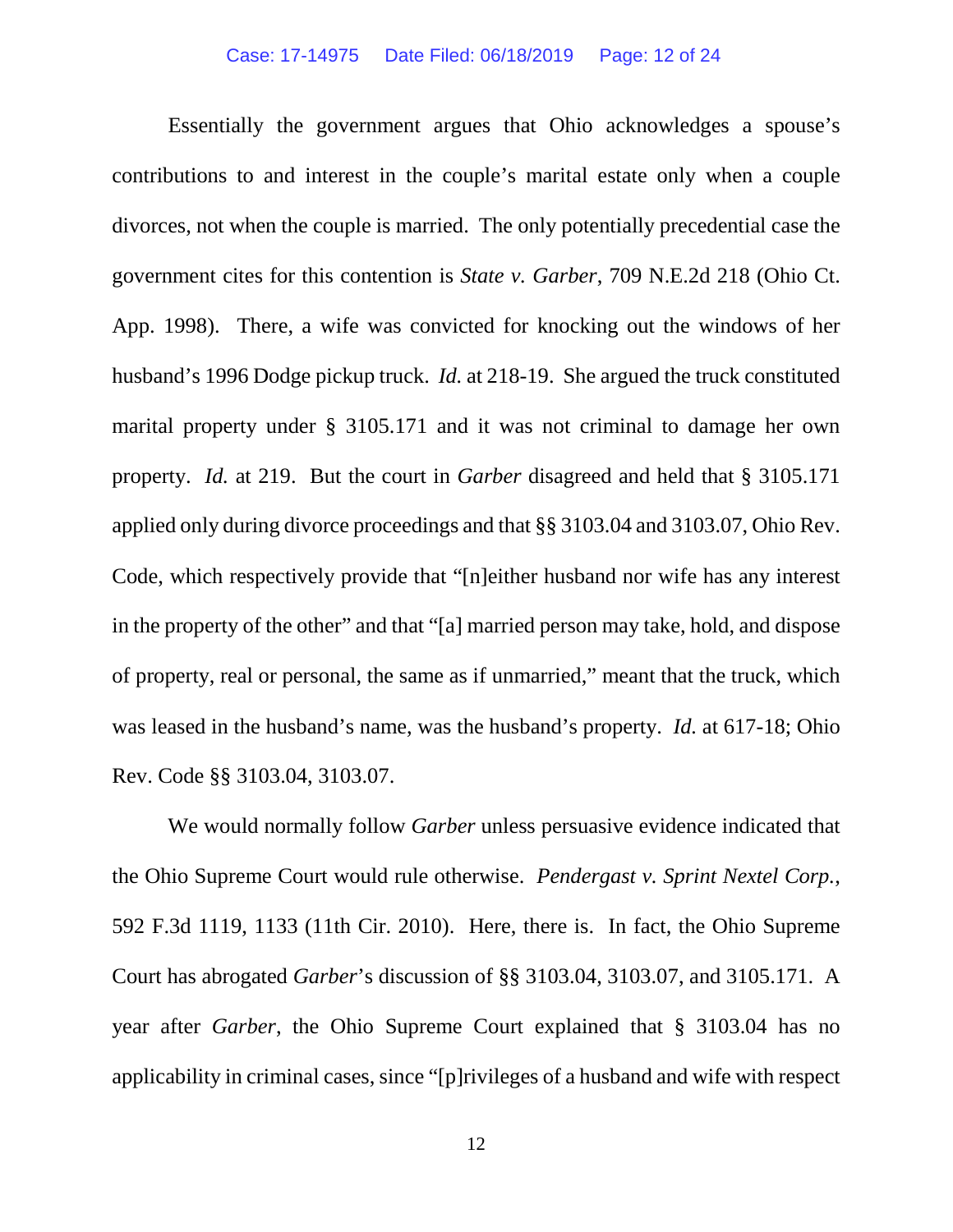Essentially the government argues that Ohio acknowledges a spouse's contributions to and interest in the couple's marital estate only when a couple divorces, not when the couple is married. The only potentially precedential case the government cites for this contention is *State v. Garber*, 709 N.E.2d 218 (Ohio Ct. App. 1998). There, a wife was convicted for knocking out the windows of her husband's 1996 Dodge pickup truck. *Id.* at 218-19. She argued the truck constituted marital property under § 3105.171 and it was not criminal to damage her own property. *Id.* at 219. But the court in *Garber* disagreed and held that § 3105.171 applied only during divorce proceedings and that §§ 3103.04 and 3103.07, Ohio Rev. Code, which respectively provide that "[n]either husband nor wife has any interest in the property of the other" and that "[a] married person may take, hold, and dispose of property, real or personal, the same as if unmarried," meant that the truck, which was leased in the husband's name, was the husband's property. *Id.* at 617-18; Ohio Rev. Code §§ 3103.04, 3103.07.

We would normally follow *Garber* unless persuasive evidence indicated that the Ohio Supreme Court would rule otherwise. *Pendergast v. Sprint Nextel Corp.*, 592 F.3d 1119, 1133 (11th Cir. 2010). Here, there is. In fact, the Ohio Supreme Court has abrogated *Garber*'s discussion of §§ 3103.04, 3103.07, and 3105.171. A year after *Garber*, the Ohio Supreme Court explained that § 3103.04 has no applicability in criminal cases, since "[p]rivileges of a husband and wife with respect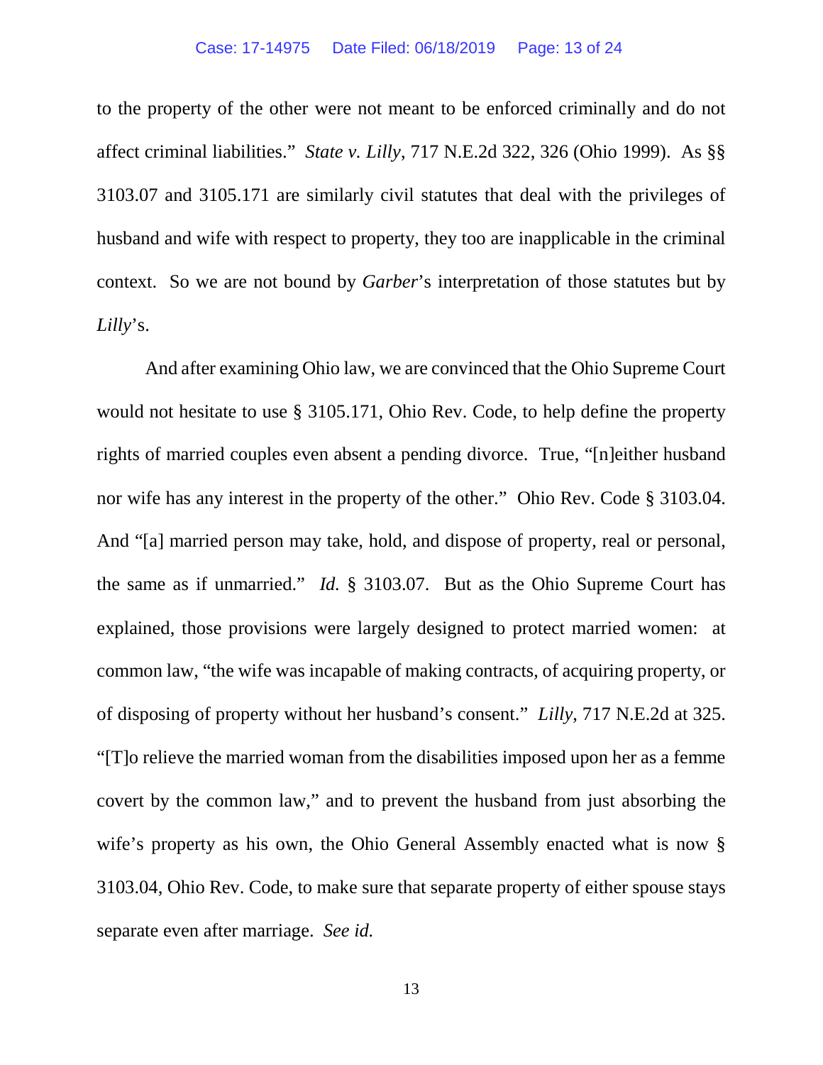to the property of the other were not meant to be enforced criminally and do not affect criminal liabilities." *State v. Lilly*, 717 N.E.2d 322, 326 (Ohio 1999). As §§ 3103.07 and 3105.171 are similarly civil statutes that deal with the privileges of husband and wife with respect to property, they too are inapplicable in the criminal context. So we are not bound by *Garber*'s interpretation of those statutes but by *Lilly*'s.

And after examining Ohio law, we are convinced that the Ohio Supreme Court would not hesitate to use § 3105.171, Ohio Rev. Code, to help define the property rights of married couples even absent a pending divorce. True, "[n]either husband nor wife has any interest in the property of the other." Ohio Rev. Code § 3103.04. And "[a] married person may take, hold, and dispose of property, real or personal, the same as if unmarried." *Id.* § 3103.07. But as the Ohio Supreme Court has explained, those provisions were largely designed to protect married women: at common law, "the wife was incapable of making contracts, of acquiring property, or of disposing of property without her husband's consent." *Lilly*, 717 N.E.2d at 325. "[T]o relieve the married woman from the disabilities imposed upon her as a femme covert by the common law," and to prevent the husband from just absorbing the wife's property as his own, the Ohio General Assembly enacted what is now § 3103.04, Ohio Rev. Code, to make sure that separate property of either spouse stays separate even after marriage. *See id.*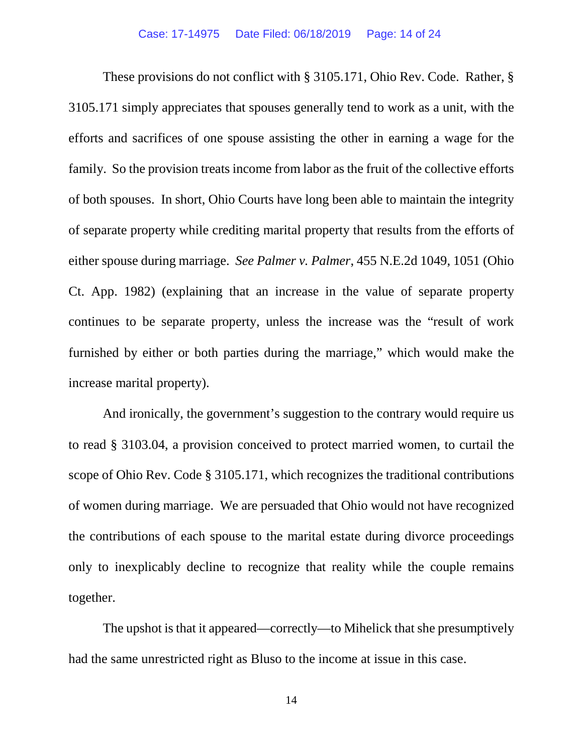These provisions do not conflict with § 3105.171, Ohio Rev. Code. Rather, § 3105.171 simply appreciates that spouses generally tend to work as a unit, with the efforts and sacrifices of one spouse assisting the other in earning a wage for the family. So the provision treats income from labor as the fruit of the collective efforts of both spouses. In short, Ohio Courts have long been able to maintain the integrity of separate property while crediting marital property that results from the efforts of either spouse during marriage. *See Palmer v. Palmer*, 455 N.E.2d 1049, 1051 (Ohio Ct. App. 1982) (explaining that an increase in the value of separate property continues to be separate property, unless the increase was the "result of work furnished by either or both parties during the marriage," which would make the increase marital property).

And ironically, the government's suggestion to the contrary would require us to read § 3103.04, a provision conceived to protect married women, to curtail the scope of Ohio Rev. Code § 3105.171, which recognizes the traditional contributions of women during marriage. We are persuaded that Ohio would not have recognized the contributions of each spouse to the marital estate during divorce proceedings only to inexplicably decline to recognize that reality while the couple remains together.

The upshot is that it appeared—correctly—to Mihelick that she presumptively had the same unrestricted right as Bluso to the income at issue in this case.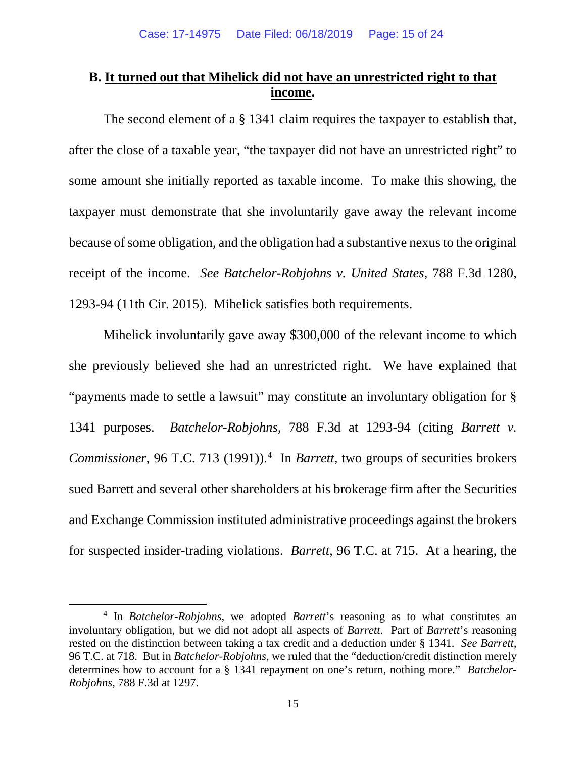**B. <u>It turned out that Mihelick did not have an unrestricted right to that income</u>.**

The second element of a § 1341 claim requires the taxpayer to establish that, after the close of a taxable year, "the taxpayer did not have an unrestricted right" to some amount she initially reported as taxable income. To make this showing, the taxpayer must demonstrate that she involuntarily gave away the relevant income because of some obligation, and the obligation had a substantive nexus to the original receipt of the income. *See Batchelor-Robjohns v. United States*, 788 F.3d 1280, 1293-94 (11th Cir. 2015). Mihelick satisfies both requirements.

Mihelick involuntarily gave away $300,000 of the relevant income to which she previously believed she had an unrestricted right. We have explained that "payments made to settle a lawsuit" may constitute an involuntary obligation for § 1341 purposes. *Batchelor-Robjohns*, 788 F.3d at 1293-94 (citing *Barrett v. Commissioner*, 96 T.C. 713 (1991)).[4] In *Barrett*, two groups of securities brokers sued Barrett and several other shareholders at his brokerage firm after the Securities and Exchange Commission instituted administrative proceedings against the brokers for suspected insider-trading violations. *Barrett*, 96 T.C. at 715. At a hearing, the

[4] In *Batchelor-Robjohns*, we adopted *Barrett*'s reasoning as to what constitutes an involuntary obligation, but we did not adopt all aspects of *Barrett*. Part of *Barrett*'s reasoning rested on the distinction between taking a tax credit and a deduction under § 1341. *See Barrett*, 96 T.C. at 718. But in *Batchelor-Robjohns*, we ruled that the "deduction/credit distinction merely determines how to account for a § 1341 repayment on one's return, nothing more." *Batchelor-Robjohns*, 788 F.3d at 1297.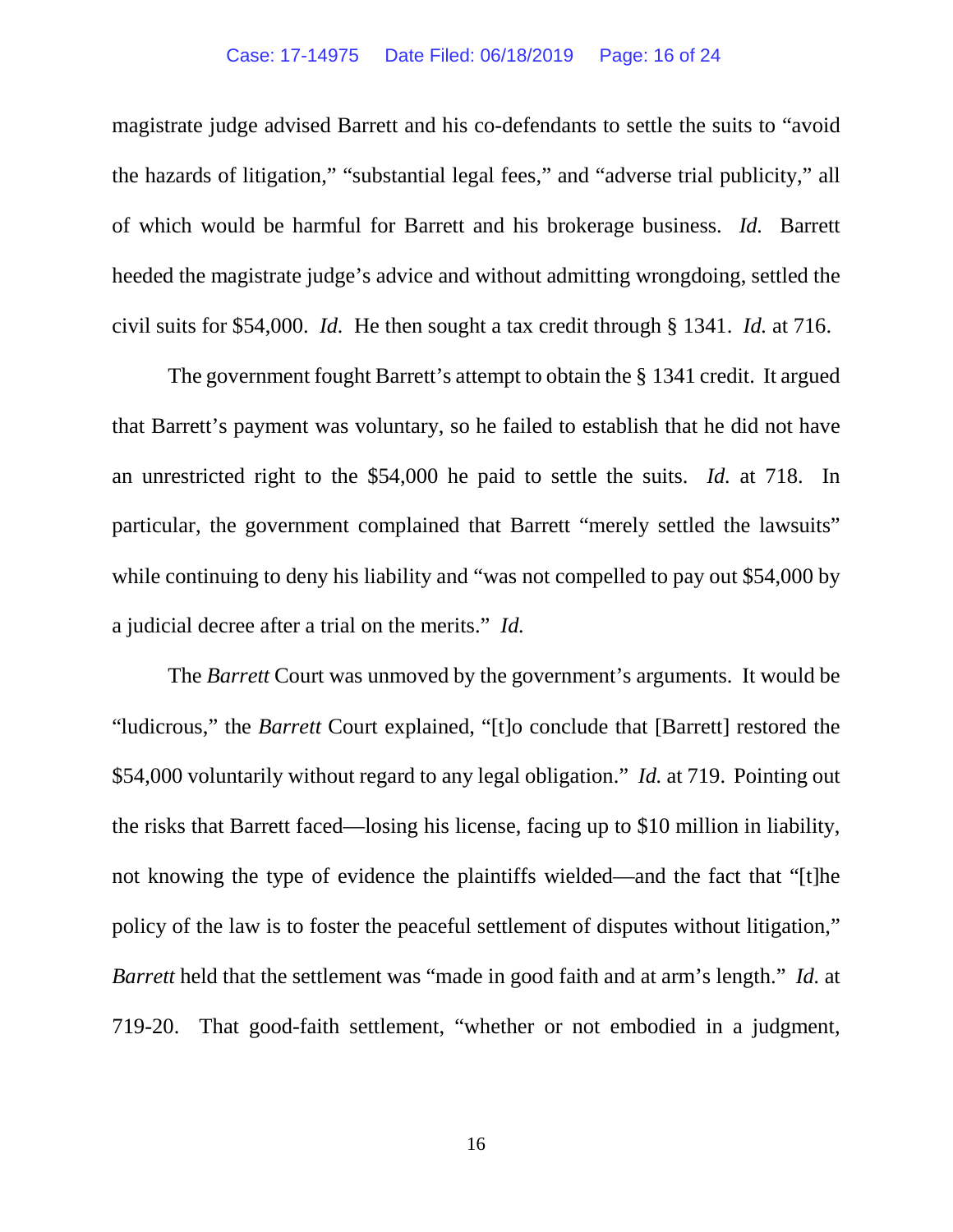magistrate judge advised Barrett and his co-defendants to settle the suits to "avoid the hazards of litigation," "substantial legal fees," and "adverse trial publicity," all of which would be harmful for Barrett and his brokerage business. *Id.* Barrett heeded the magistrate judge's advice and without admitting wrongdoing, settled the civil suits for $54,000. *Id.* He then sought a tax credit through § 1341. *Id.* at 716.

The government fought Barrett's attempt to obtain the § 1341 credit. It argued that Barrett's payment was voluntary, so he failed to establish that he did not have an unrestricted right to the $54,000 he paid to settle the suits. *Id.* at 718. In particular, the government complained that Barrett "merely settled the lawsuits" while continuing to deny his liability and "was not compelled to pay out $54,000 by a judicial decree after a trial on the merits." *Id.*

The *Barrett* Court was unmoved by the government's arguments. It would be "ludicrous," the *Barrett* Court explained, "[t]o conclude that [Barrett] restored the $54,000 voluntarily without regard to any legal obligation." *Id.* at 719. Pointing out the risks that Barrett faced—losing his license, facing up to $10 million in liability, not knowing the type of evidence the plaintiffs wielded—and the fact that "[t]he policy of the law is to foster the peaceful settlement of disputes without litigation," *Barrett* held that the settlement was "made in good faith and at arm's length." *Id.* at 719-20. That good-faith settlement, "whether or not embodied in a judgment,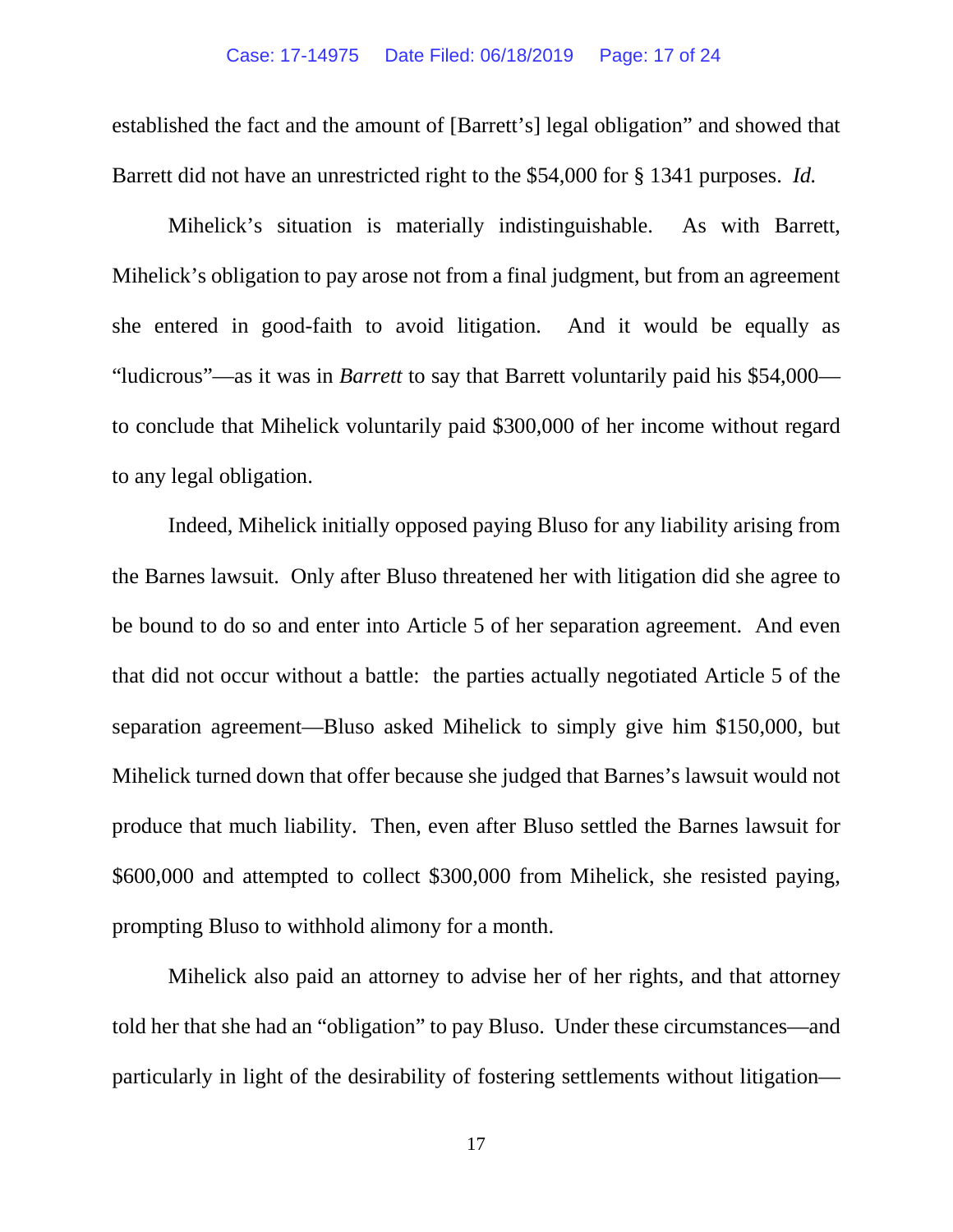established the fact and the amount of [Barrett's] legal obligation" and showed that Barrett did not have an unrestricted right to the $54,000 for § 1341 purposes. *Id.*

Mihelick's situation is materially indistinguishable. As with Barrett, Mihelick's obligation to pay arose not from a final judgment, but from an agreement she entered in good-faith to avoid litigation. And it would be equally as "ludicrous"—as it was in *Barrett* to say that Barrett voluntarily paid his $54,000—to conclude that Mihelick voluntarily paid $300,000 of her income without regard to any legal obligation.

Indeed, Mihelick initially opposed paying Bluso for any liability arising from the Barnes lawsuit. Only after Bluso threatened her with litigation did she agree to be bound to do so and enter into Article 5 of her separation agreement. And even that did not occur without a battle: the parties actually negotiated Article 5 of the separation agreement—Bluso asked Mihelick to simply give him $150,000, but Mihelick turned down that offer because she judged that Barnes's lawsuit would not produce that much liability. Then, even after Bluso settled the Barnes lawsuit for $600,000 and attempted to collect $300,000 from Mihelick, she resisted paying, prompting Bluso to withhold alimony for a month.

Mihelick also paid an attorney to advise her of her rights, and that attorney told her that she had an "obligation" to pay Bluso. Under these circumstances—and particularly in light of the desirability of fostering settlements without litigation—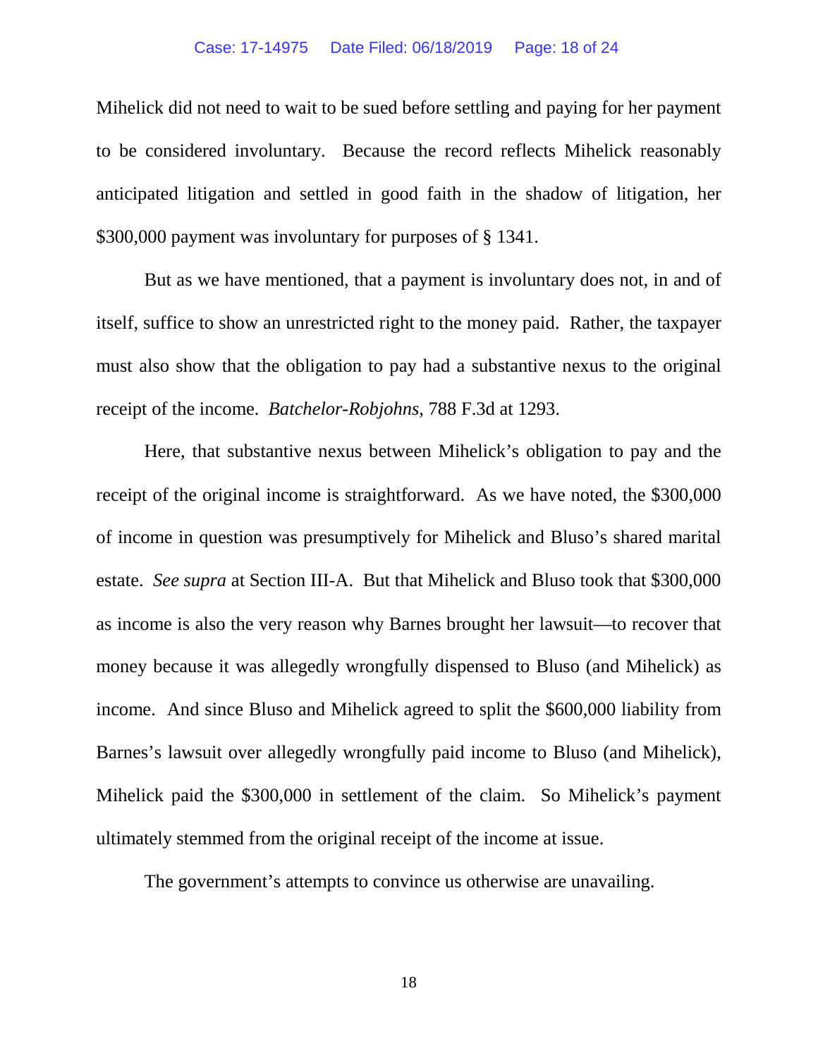Mihelick did not need to wait to be sued before settling and paying for her payment to be considered involuntary. Because the record reflects Mihelick reasonably anticipated litigation and settled in good faith in the shadow of litigation, her $300,000 payment was involuntary for purposes of § 1341.

But as we have mentioned, that a payment is involuntary does not, in and of itself, suffice to show an unrestricted right to the money paid. Rather, the taxpayer must also show that the obligation to pay had a substantive nexus to the original receipt of the income. *Batchelor-Robjohns*, 788 F.3d at 1293.

Here, that substantive nexus between Mihelick's obligation to pay and the receipt of the original income is straightforward. As we have noted, the $300,000 of income in question was presumptively for Mihelick and Bluso's shared marital estate. *See supra* at Section III-A. But that Mihelick and Bluso took that $300,000 as income is also the very reason why Barnes brought her lawsuit—to recover that money because it was allegedly wrongfully dispensed to Bluso (and Mihelick) as income. And since Bluso and Mihelick agreed to split the $600,000 liability from Barnes's lawsuit over allegedly wrongfully paid income to Bluso (and Mihelick), Mihelick paid the $300,000 in settlement of the claim. So Mihelick's payment ultimately stemmed from the original receipt of the income at issue.

The government's attempts to convince us otherwise are unavailing.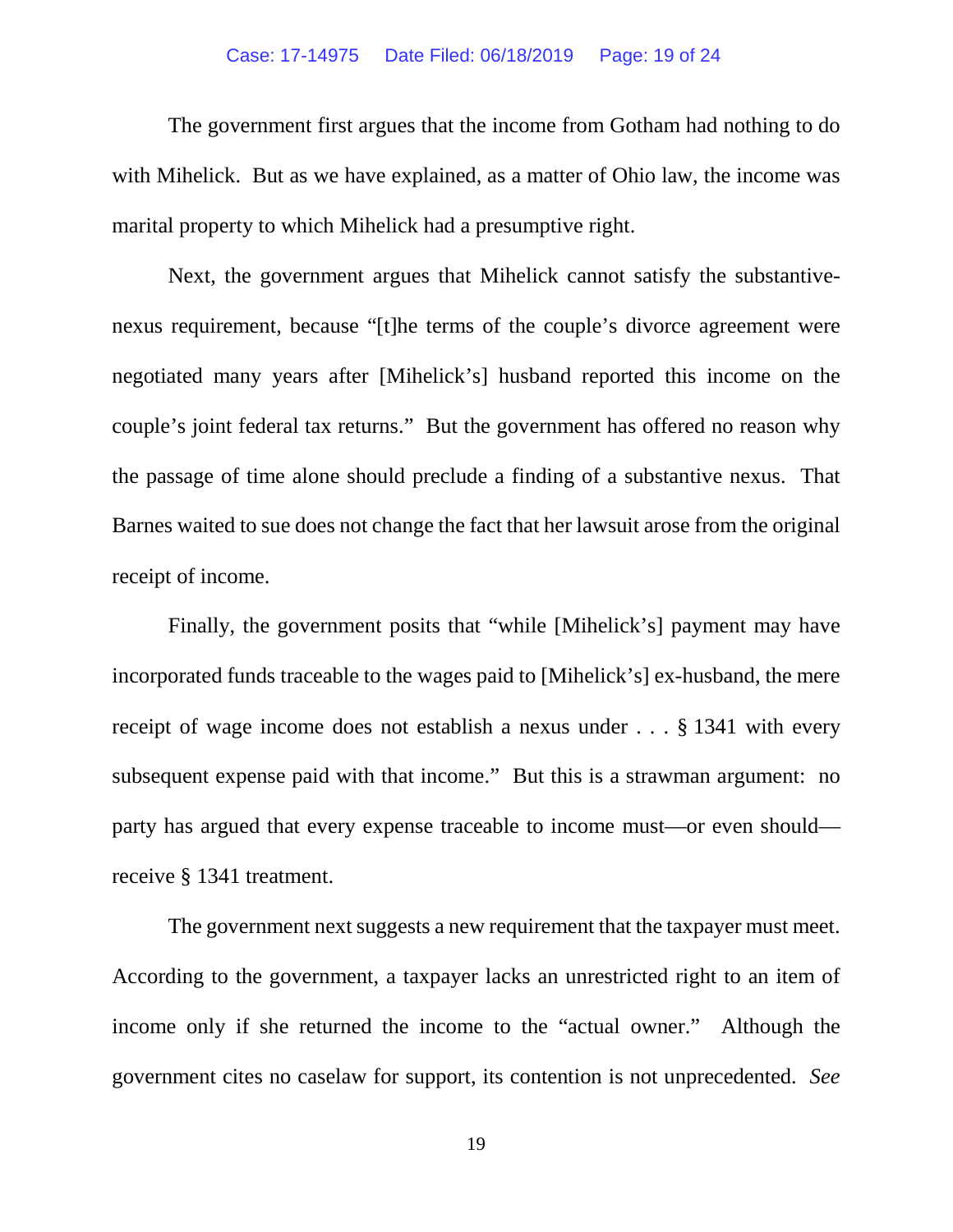The government first argues that the income from Gotham had nothing to do with Mihelick. But as we have explained, as a matter of Ohio law, the income was marital property to which Mihelick had a presumptive right.

Next, the government argues that Mihelick cannot satisfy the substantive-nexus requirement, because "[t]he terms of the couple's divorce agreement were negotiated many years after [Mihelick's] husband reported this income on the couple's joint federal tax returns." But the government has offered no reason why the passage of time alone should preclude a finding of a substantive nexus. That Barnes waited to sue does not change the fact that her lawsuit arose from the original receipt of income.

Finally, the government posits that "while [Mihelick's] payment may have incorporated funds traceable to the wages paid to [Mihelick's] ex-husband, the mere receipt of wage income does not establish a nexus under . . . § 1341 with every subsequent expense paid with that income." But this is a strawman argument: no party has argued that every expense traceable to income must—or even should—receive § 1341 treatment.

The government next suggests a new requirement that the taxpayer must meet. According to the government, a taxpayer lacks an unrestricted right to an item of income only if she returned the income to the "actual owner." Although the government cites no caselaw for support, its contention is not unprecedented. *See*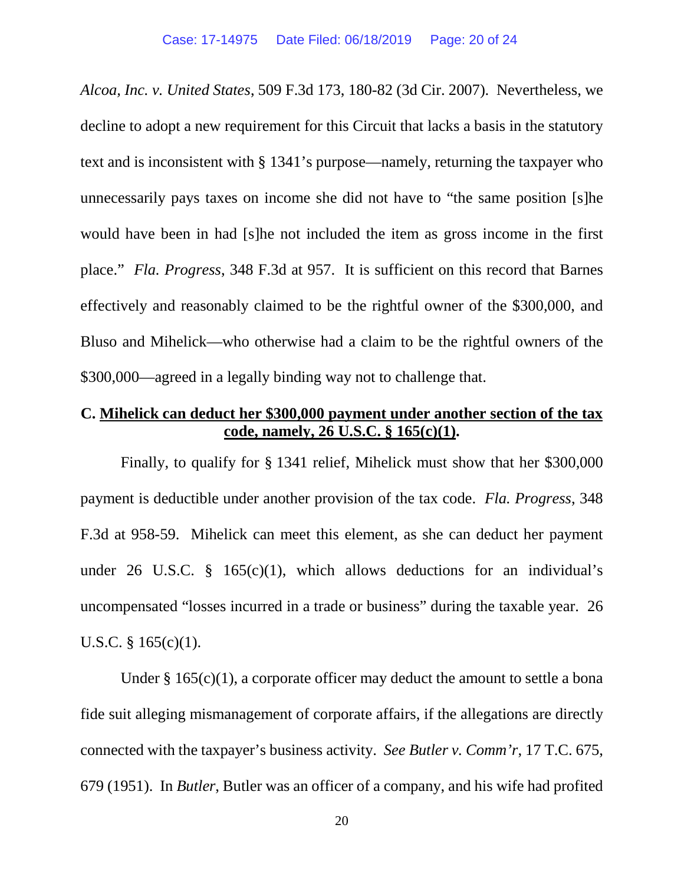*Alcoa, Inc. v. United States*, 509 F.3d 173, 180-82 (3d Cir. 2007). Nevertheless, we decline to adopt a new requirement for this Circuit that lacks a basis in the statutory text and is inconsistent with § 1341's purpose—namely, returning the taxpayer who unnecessarily pays taxes on income she did not have to "the same position [s]he would have been in had [s]he not included the item as gross income in the first place." *Fla. Progress*, 348 F.3d at 957. It is sufficient on this record that Barnes effectively and reasonably claimed to be the rightful owner of the $300,000, and Bluso and Mihelick—who otherwise had a claim to be the rightful owners of the $300,000—agreed in a legally binding way not to challenge that.

**C. Mihelick can deduct her $300,000 payment under another section of the tax code, namely, 26 U.S.C. § 165(c)(1).**

Finally, to qualify for § 1341 relief, Mihelick must show that her $300,000 payment is deductible under another provision of the tax code. *Fla. Progress*, 348 F.3d at 958-59. Mihelick can meet this element, as she can deduct her payment under 26 U.S.C. § 165(c)(1), which allows deductions for an individual's uncompensated "losses incurred in a trade or business" during the taxable year. 26 U.S.C. § 165(c)(1).

Under § 165(c)(1), a corporate officer may deduct the amount to settle a bona fide suit alleging mismanagement of corporate affairs, if the allegations are directly connected with the taxpayer's business activity. *See Butler v. Comm'r*, 17 T.C. 675, 679 (1951). In *Butler*, Butler was an officer of a company, and his wife had profited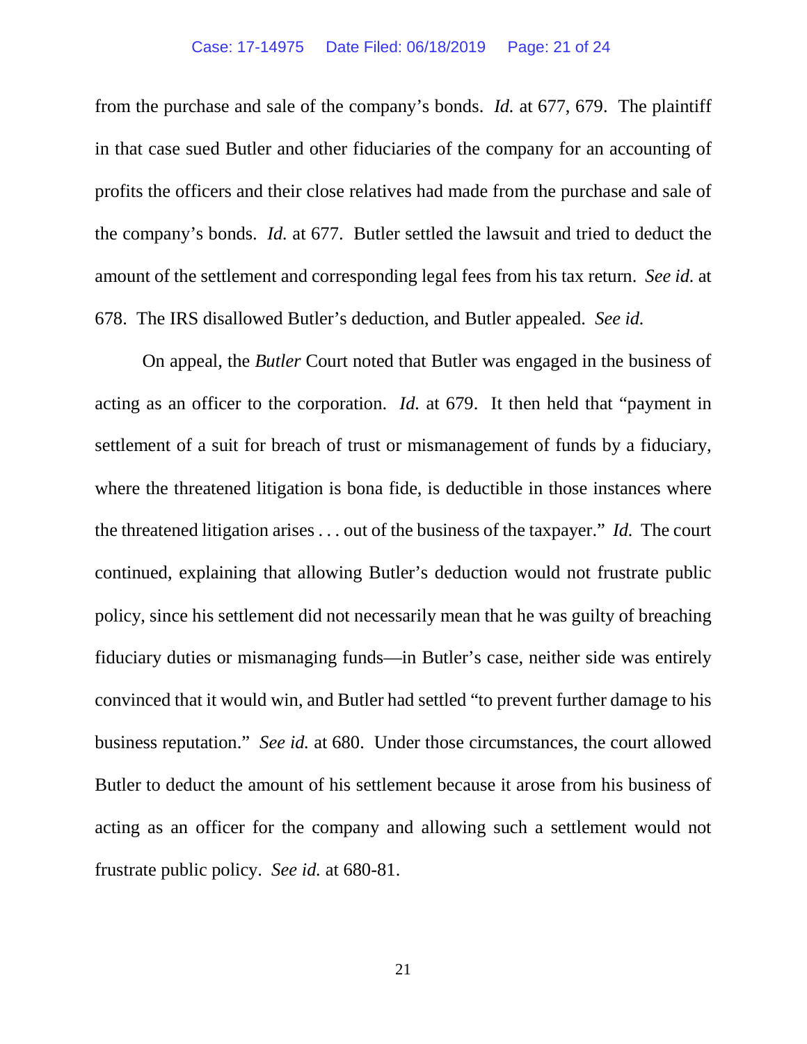from the purchase and sale of the company's bonds. *Id.* at 677, 679. The plaintiff in that case sued Butler and other fiduciaries of the company for an accounting of profits the officers and their close relatives had made from the purchase and sale of the company's bonds. *Id.* at 677. Butler settled the lawsuit and tried to deduct the amount of the settlement and corresponding legal fees from his tax return. *See id.* at 678. The IRS disallowed Butler's deduction, and Butler appealed. *See id.*

On appeal, the *Butler* Court noted that Butler was engaged in the business of acting as an officer to the corporation. *Id.* at 679. It then held that "payment in settlement of a suit for breach of trust or mismanagement of funds by a fiduciary, where the threatened litigation is bona fide, is deductible in those instances where the threatened litigation arises . . . out of the business of the taxpayer." *Id.* The court continued, explaining that allowing Butler's deduction would not frustrate public policy, since his settlement did not necessarily mean that he was guilty of breaching fiduciary duties or mismanaging funds—in Butler's case, neither side was entirely convinced that it would win, and Butler had settled "to prevent further damage to his business reputation." *See id.* at 680. Under those circumstances, the court allowed Butler to deduct the amount of his settlement because it arose from his business of acting as an officer for the company and allowing such a settlement would not frustrate public policy. *See id.* at 680-81.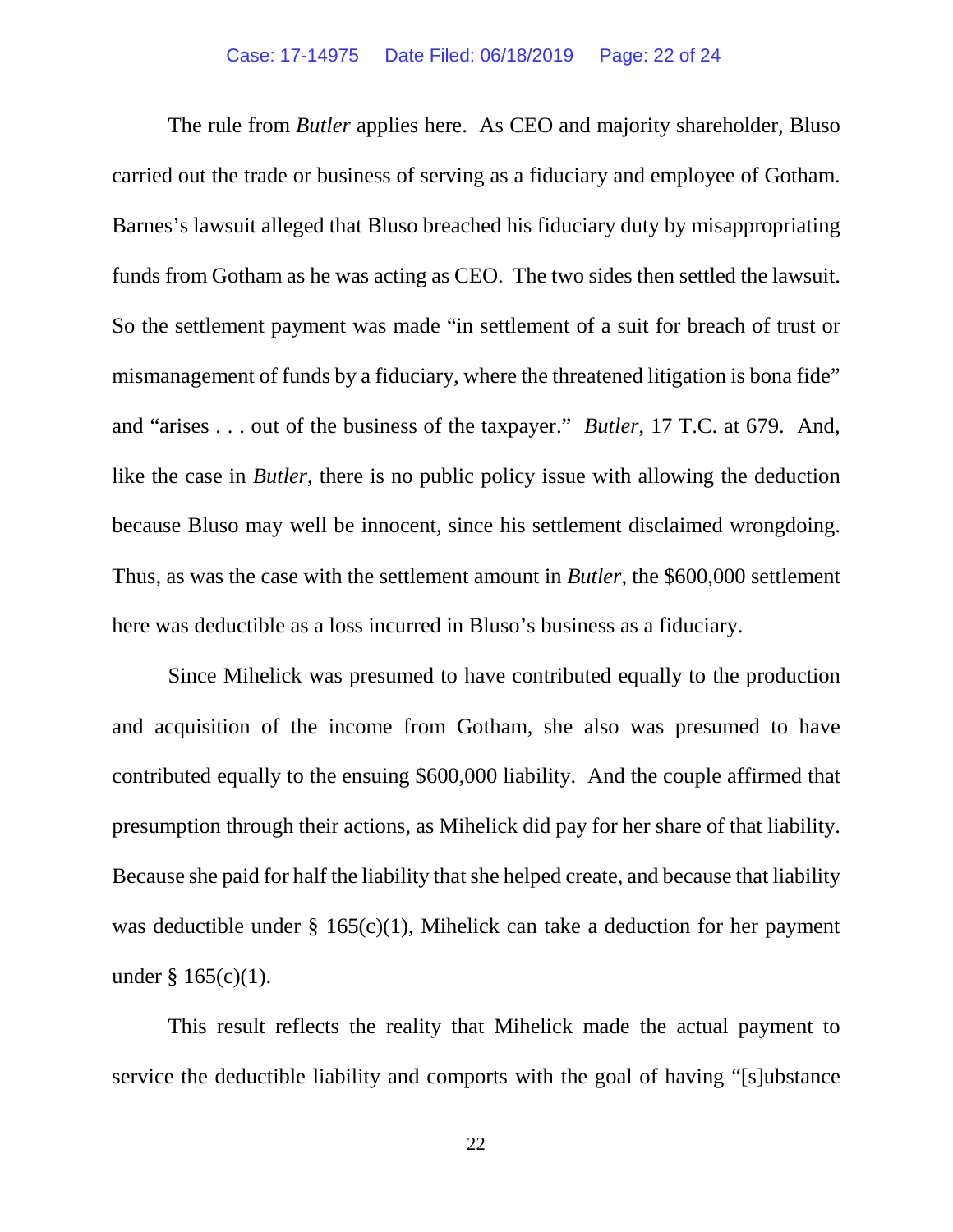The rule from *Butler* applies here. As CEO and majority shareholder, Bluso carried out the trade or business of serving as a fiduciary and employee of Gotham. Barnes's lawsuit alleged that Bluso breached his fiduciary duty by misappropriating funds from Gotham as he was acting as CEO. The two sides then settled the lawsuit. So the settlement payment was made "in settlement of a suit for breach of trust or mismanagement of funds by a fiduciary, where the threatened litigation is bona fide" and "arises . . . out of the business of the taxpayer." *Butler*, 17 T.C. at 679. And, like the case in *Butler*, there is no public policy issue with allowing the deduction because Bluso may well be innocent, since his settlement disclaimed wrongdoing. Thus, as was the case with the settlement amount in *Butler*, the $600,000 settlement here was deductible as a loss incurred in Bluso's business as a fiduciary.

Since Mihelick was presumed to have contributed equally to the production and acquisition of the income from Gotham, she also was presumed to have contributed equally to the ensuing $600,000 liability. And the couple affirmed that presumption through their actions, as Mihelick did pay for her share of that liability. Because she paid for half the liability that she helped create, and because that liability was deductible under § 165(c)(1), Mihelick can take a deduction for her payment under § 165(c)(1).

This result reflects the reality that Mihelick made the actual payment to service the deductible liability and comports with the goal of having "[s]ubstance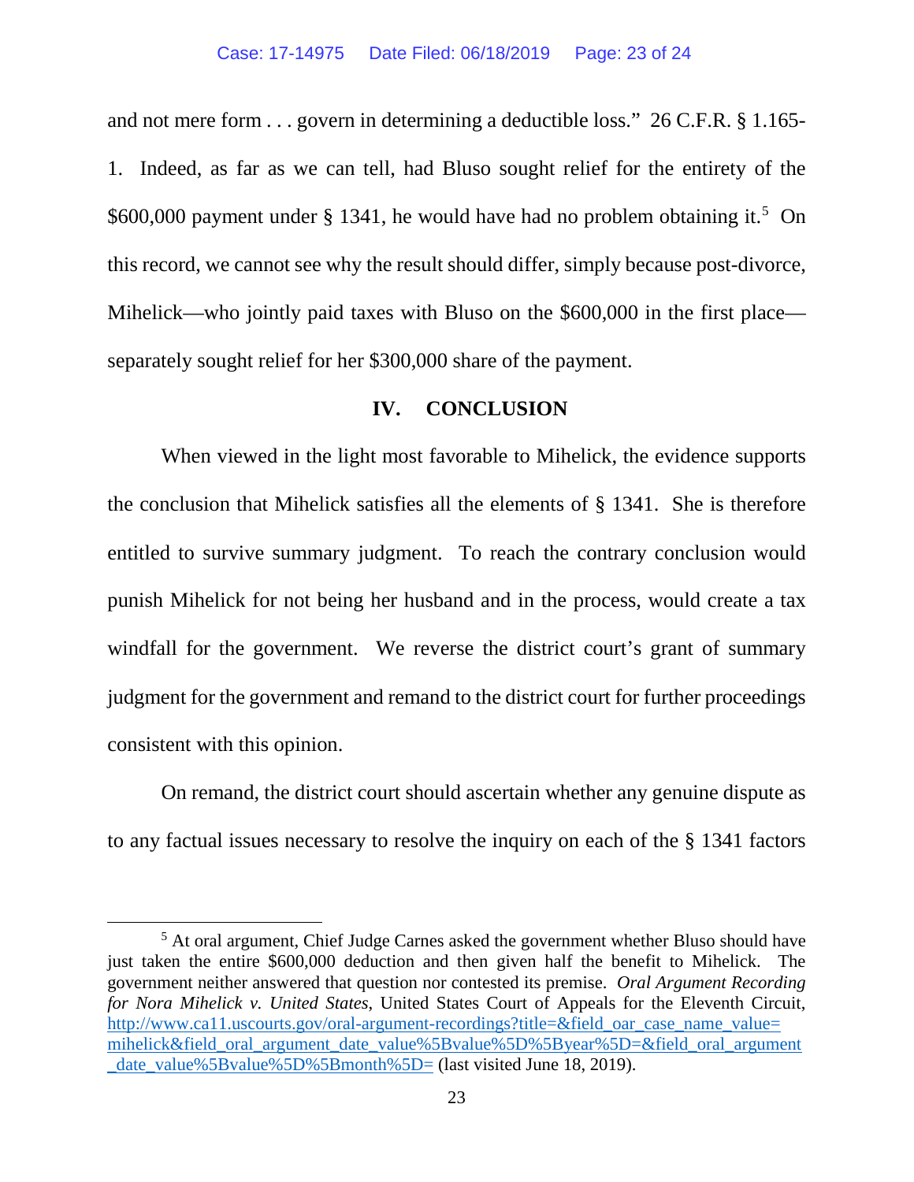and not mere form . . . govern in determining a deductible loss." 26 C.F.R. § 1.165-1. Indeed, as far as we can tell, had Bluso sought relief for the entirety of the $600,000 payment under § 1341, he would have had no problem obtaining it.[5] On this record, we cannot see why the result should differ, simply because post-divorce, Mihelick—who jointly paid taxes with Bluso on the $600,000 in the first place—separately sought relief for her $300,000 share of the payment.

## IV. CONCLUSION

When viewed in the light most favorable to Mihelick, the evidence supports the conclusion that Mihelick satisfies all the elements of § 1341. She is therefore entitled to survive summary judgment. To reach the contrary conclusion would punish Mihelick for not being her husband and in the process, would create a tax windfall for the government. We reverse the district court's grant of summary judgment for the government and remand to the district court for further proceedings consistent with this opinion.

On remand, the district court should ascertain whether any genuine dispute as to any factual issues necessary to resolve the inquiry on each of the § 1341 factors

---

[5] At oral argument, Chief Judge Carnes asked the government whether Bluso should have just taken the entire $600,000 deduction and then given half the benefit to Mihelick. The government neither answered that question nor contested its premise. *Oral Argument Recording for Nora Mihelick v. United States*, United States Court of Appeals for the Eleventh Circuit, http://www.ca11.uscourts.gov/oral-argument-recordings?title=&field_oar_case_name_value=mihelick&field_oral_argument_date_value%5Bvalue%5D%5Byear%5D=&field_oral_argument_date_value%5Bvalue%5D%5Bmonth%5D= (last visited June 18, 2019).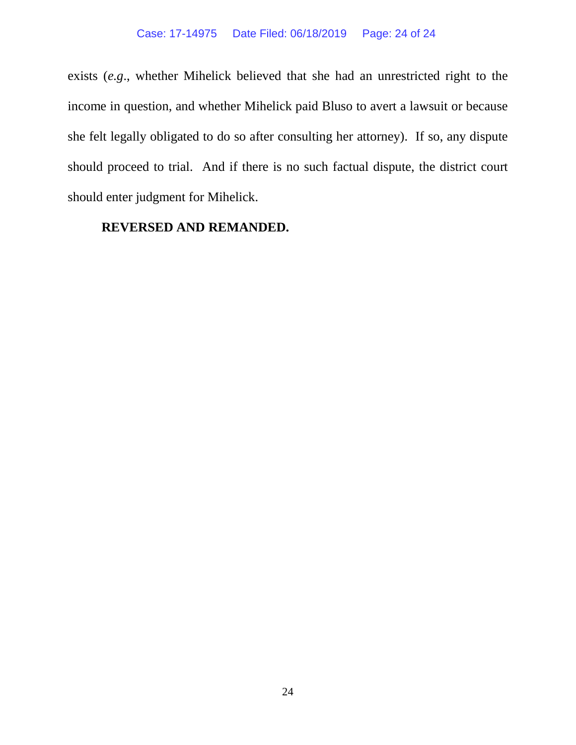exists (*e.g.*, whether Mihelick believed that she had an unrestricted right to the income in question, and whether Mihelick paid Bluso to avert a lawsuit or because she felt legally obligated to do so after consulting her attorney). If so, any dispute should proceed to trial. And if there is no such factual dispute, the district court should enter judgment for Mihelick.

**REVERSED AND REMANDED.**